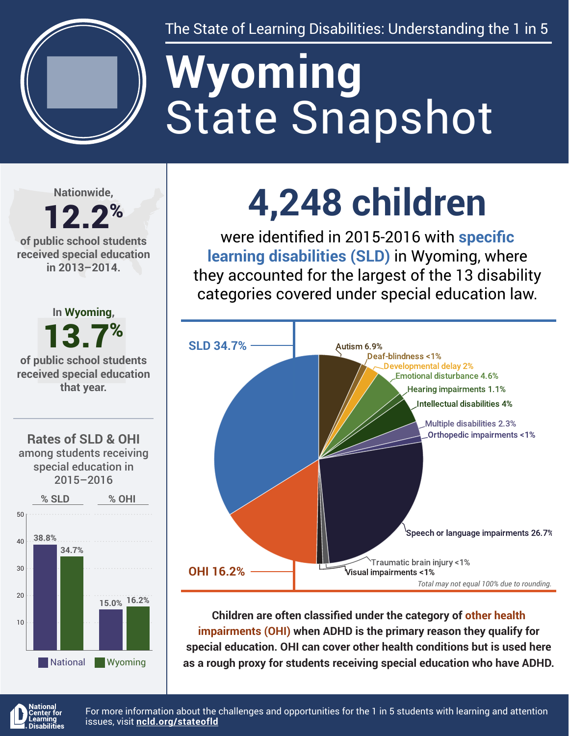The State of Learning Disabilities: Understanding the 1 in 5

# Wyoming State Snapshot

Nationwide, **12.2%** of public school students received special education in 2013–2014.

In Wyoming, **13.7%** of public school students received special education that year.

## Rates of SLD & OHI among students receiving special education in 2015–2016

| | % SLD | % OHI |
|---|---|---|
| National | 38.8% | 15.0% |
| Wyoming | 34.7% | 16.2% |

# 4,248 children

were identified in 2015-2016 with **specific learning disabilities (SLD)** in Wyoming, where they accounted for the largest of the 13 disability categories covered under special education law.

| Disability category | Percent |
|---|---|
| SLD | 34.7% |
| Autism | 6.9% |
| Deaf-blindness | <1% |
| Developmental delay | 2% |
| Emotional disturbance | 4.6% |
| Hearing impairments | 1.1% |
| Intellectual disabilities | 4% |
| Multiple disabilities | 2.3% |
| Orthopedic impairments | <1% |
| Speech or language impairments | 26.7% |
| Traumatic brain injury | <1% |
| Visual impairments | <1% |
| OHI | 16.2% |

*Total may not equal 100% due to rounding.*

**Children are often classified under the category of other health impairments (OHI) when ADHD is the primary reason they qualify for special education. OHI can cover other health conditions but is used here as a rough proxy for students receiving special education who have ADHD.**

National Center for Learning Disabilities

For more information about the challenges and opportunities for the 1 in 5 students with learning and attention issues, visit **ncld.org/stateofld**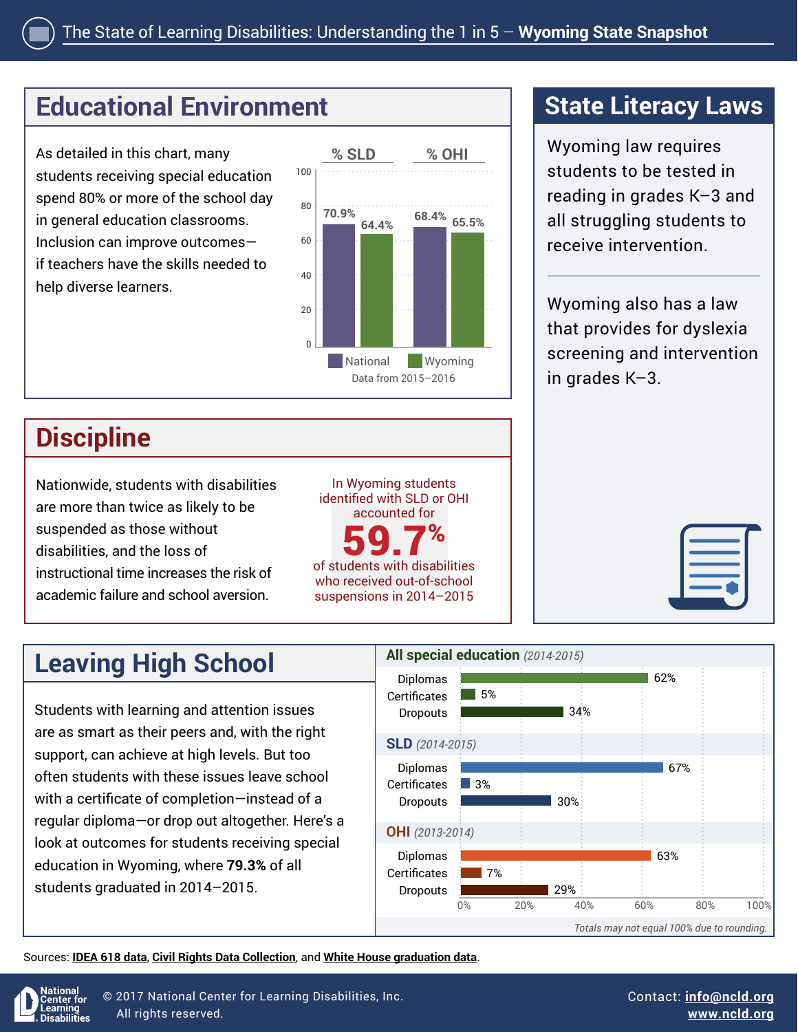# The State of Learning Disabilities: Understanding the 1 in 5 – Wyoming State Snapshot

## Educational Environment

As detailed in this chart, many students receiving special education spend 80% or more of the school day in general education classrooms. Inclusion can improve outcomes—if teachers have the skills needed to help diverse learners.

% SLD
% OHI
100
80
60
40
20
0
70.9%
64.4%
68.4%
65.5%
National
Wyoming
Data from 2015–2016

## State Literacy Laws

Wyoming law requires students to be tested in reading in grades K–3 and all struggling students to receive intervention.

Wyoming also has a law that provides for dyslexia screening and intervention in grades K–3.

## Discipline

Nationwide, students with disabilities are more than twice as likely to be suspended as those without disabilities, and the loss of instructional time increases the risk of academic failure and school aversion.

In Wyoming students identified with SLD or OHI accounted for **59.7%** of students with disabilities who received out-of-school suspensions in 2014–2015

## Leaving High School

Students with learning and attention issues are as smart as their peers and, with the right support, can achieve at high levels. But too often students with these issues leave school with a certificate of completion—instead of a regular diploma—or drop out altogether. Here's a look at outcomes for students receiving special education in Wyoming, where **79.3%** of all students graduated in 2014–2015.

**All special education** *(2014-2015)*
Diplomas 62%
Certificates 5%
Dropouts 34%

**SLD** *(2014-2015)*
Diplomas 67%
Certificates 3%
Dropouts 30%

**OHI** *(2013-2014)*
Diplomas 63%
Certificates 7%
Dropouts 29%

0% 20% 40% 60% 80% 100%

*Totals may not equal 100% due to rounding.*

Sources: **IDEA 618 data**, **Civil Rights Data Collection**, and **White House graduation data**.

National Center for Learning Disabilities

© 2017 National Center for Learning Disabilities, Inc. All rights reserved.

Contact: **info@ncld.org** **www.ncld.org**